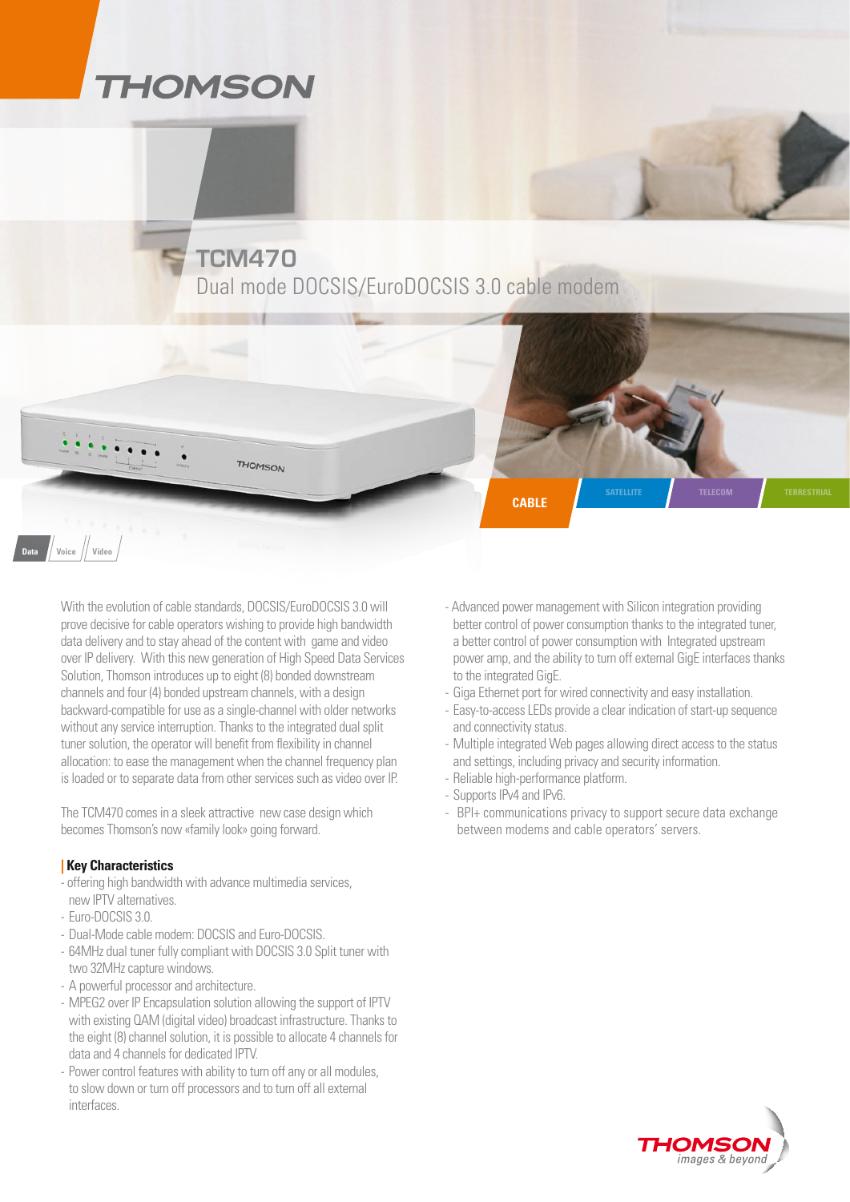# THOMSON

## TCM470

Dual mode DOCSIS/EuroDOCSIS 3.0 cable modem

CABLE | SATELLITE | TELECOM | TERRESTRIAL

Data | Voice | Video

With the evolution of cable standards, DOCSIS/EuroDOCSIS 3.0 will prove decisive for cable operators wishing to provide high bandwidth data delivery and to stay ahead of the content with game and video over IP delivery. With this new generation of High Speed Data Services Solution, Thomson introduces up to eight (8) bonded downstream channels and four (4) bonded upstream channels, with a design backward-compatible for use as a single-channel with older networks without any service interruption. Thanks to the integrated dual split tuner solution, the operator will benefit from flexibility in channel allocation: to ease the management when the channel frequency plan is loaded or to separate data from other services such as video over IP.

The TCM470 comes in a sleek attractive new case design which becomes Thomson's now «family look» going forward.

### Key Characteristics

- offering high bandwidth with advance multimedia services, new IPTV alternatives.
- Euro-DOCSIS 3.0.
- Dual-Mode cable modem: DOCSIS and Euro-DOCSIS.
- 64MHz dual tuner fully compliant with DOCSIS 3.0 Split tuner with two 32MHz capture windows.
- A powerful processor and architecture.
- MPEG2 over IP Encapsulation solution allowing the support of IPTV with existing QAM (digital video) broadcast infrastructure. Thanks to the eight (8) channel solution, it is possible to allocate 4 channels for data and 4 channels for dedicated IPTV.
- Power control features with ability to turn off any or all modules, to slow down or turn off processors and to turn off all external interfaces.
- Advanced power management with Silicon integration providing better control of power consumption thanks to the integrated tuner, a better control of power consumption with Integrated upstream power amp, and the ability to turn off external GigE interfaces thanks to the integrated GigE.
- Giga Ethernet port for wired connectivity and easy installation.
- Easy-to-access LEDs provide a clear indication of start-up sequence and connectivity status.
- Multiple integrated Web pages allowing direct access to the status and settings, including privacy and security information.
- Reliable high-performance platform.
- Supports IPv4 and IPv6.
- BPI+ communications privacy to support secure data exchange between modems and cable operators' servers.

THOMSON *images & beyond*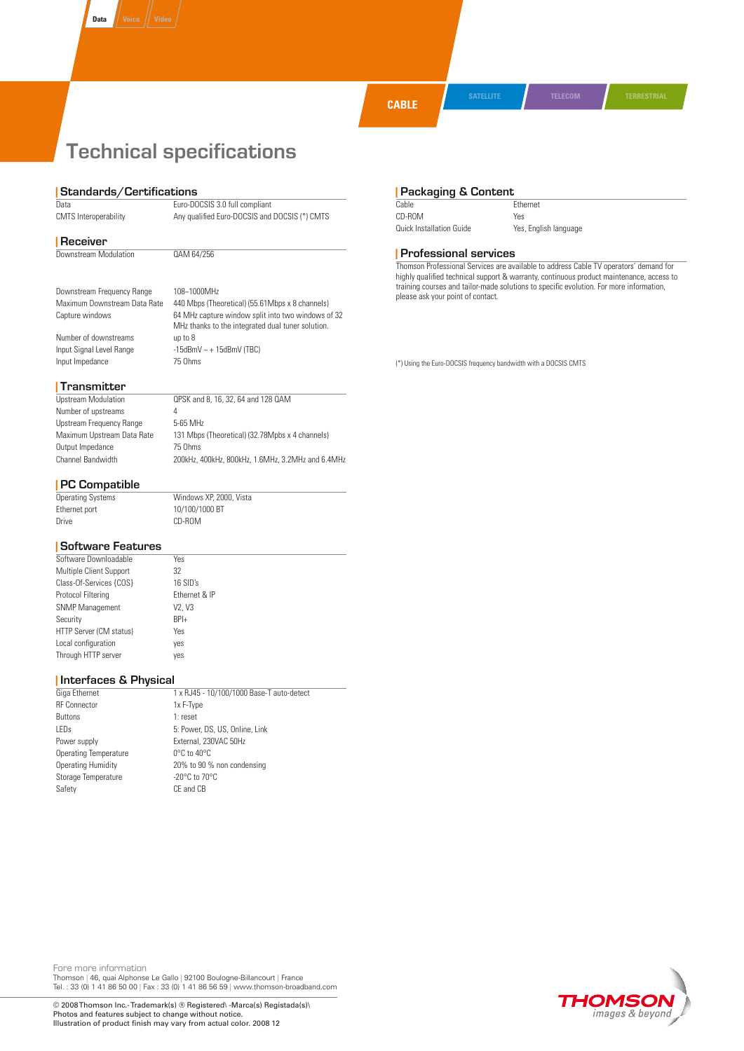Data | Voice | Video

CABLE | SATELLITE | TELECOM | TERRESTRIAL

# Technical specifications

## Standards/Certifications

| | |
|---|---|
| Data | Euro-DOCSIS 3.0 full compliant |
| CMTS Interoperability | Any qualified Euro-DOCSIS and DOCSIS (*) CMTS |

## Receiver

| | |
|---|---|
| Downstream Modulation | QAM 64/256 |
| Downstream Frequency Range | 108~1000MHz |
| Maximum Downstream Data Rate | 440 Mbps (Theoretical) (55.61Mbps x 8 channels) |
| Capture windows | 64 MHz capture window split into two windows of 32 MHz thanks to the integrated dual tuner solution. |
| Number of downstreams | up to 8 |
| Input Signal Level Range | -15dBmV ~ + 15dBmV (TBC) |
| Input Impedance | 75 Ohms |

## Transmitter

| | |
|---|---|
| Upstream Modulation | QPSK and 8, 16, 32, 64 and 128 QAM |
| Number of upstreams | 4 |
| Upstream Frequency Range | 5-65 MHz |
| Maximum Upstream Data Rate | 131 Mbps (Theoretical) (32.78Mpbs x 4 channels) |
| Output Impedance | 75 Ohms |
| Channel Bandwidth | 200kHz, 400kHz, 800kHz, 1.6MHz, 3.2MHz and 6.4MHz |

## PC Compatible

| | |
|---|---|
| Operating Systems | Windows XP, 2000, Vista |
| Ethernet port | 10/100/1000 BT |
| Drive | CD-ROM |

## Software Features

| | |
|---|---|
| Software Downloadable | Yes |
| Multiple Client Support | 32 |
| Class-Of-Services {COS} | 16 SID's |
| Protocol Filtering | Ethernet & IP |
| SNMP Management | V2, V3 |
| Security | BPI+ |
| HTTP Server (CM status) | Yes |
| Local configuration | yes |
| Through HTTP server | yes |

## Interfaces & Physical

| | |
|---|---|
| Giga Ethernet | 1 x RJ45 - 10/100/1000 Base-T auto-detect |
| RF Connector | 1x F-Type |
| Buttons | 1: reset |
| LEDs | 5: Power, DS, US, Online, Link |
| Power supply | External, 230VAC 50Hz |
| Operating Temperature | 0°C to 40°C |
| Operating Humidity | 20% to 90 % non condensing |
| Storage Temperature | -20°C to 70°C |
| Safety | CE and CB |

## Packaging & Content

| | |
|---|---|
| Cable | Ethernet |
| CD-ROM | Yes |
| Quick Installation Guide | Yes, English language |

## Professional services

Thomson Professional Services are available to address Cable TV operators' demand for highly qualified technical support & warranty, continuous product maintenance, access to training courses and tailor-made solutions to specific evolution. For more information, please ask your point of contact.

(*) Using the Euro-DOCSIS frequency bandwidth with a DOCSIS CMTS

Fore more information
Thomson | 46, quai Alphonse Le Gallo | 92100 Boulogne-Billancourt | France
Tel. : 33 (0) 1 41 86 50 00 | Fax : 33 (0) 1 41 86 56 59 | www.thomson-broadband.com

© 2008 Thomson Inc.- Trademark(s) ® Registered\ -Marca(s) Registada(s)\
Photos and features subject to change without notice.
Illustration of product finish may vary from actual color. 2008 12

THOMSON images & beyond